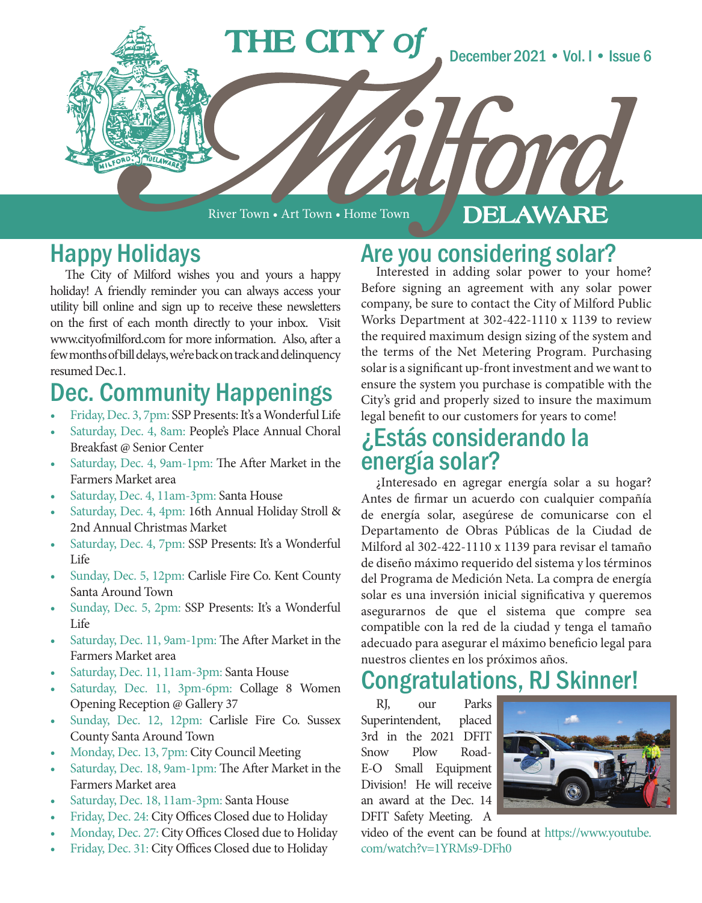# THE CITY of Milford

December 2021 • Vol. I • Issue 6

River Town • Art Town • Home Town

DELAWARE

## Happy Holidays

The City of Milford wishes you and yours a happy holiday! A friendly reminder you can always access your utility bill online and sign up to receive these newsletters on the first of each month directly to your inbox. Visit www.cityofmilford.com for more information. Also, after a few months of bill delays, we're back on track and delinquency resumed Dec.1.

## Dec. Community Happenings

- Friday, Dec. 3, 7pm: SSP Presents: It's a Wonderful Life
- Saturday, Dec. 4, 8am: People's Place Annual Choral Breakfast @ Senior Center
- Saturday, Dec. 4, 9am-1pm: The After Market in the Farmers Market area
- Saturday, Dec. 4, 11am-3pm: Santa House
- Saturday, Dec. 4, 4pm: 16th Annual Holiday Stroll & 2nd Annual Christmas Market
- Saturday, Dec. 4, 7pm: SSP Presents: It's a Wonderful Life
- Sunday, Dec. 5, 12pm: Carlisle Fire Co. Kent County Santa Around Town
- Sunday, Dec. 5, 2pm: SSP Presents: It's a Wonderful Life
- Saturday, Dec. 11, 9am-1pm: The After Market in the Farmers Market area
- Saturday, Dec. 11, 11am-3pm: Santa House
- Saturday, Dec. 11, 3pm-6pm: Collage 8 Women Opening Reception @ Gallery 37
- Sunday, Dec. 12, 12pm: Carlisle Fire Co. Sussex County Santa Around Town
- Monday, Dec. 13, 7pm: City Council Meeting
- Saturday, Dec. 18, 9am-1pm: The After Market in the Farmers Market area
- Saturday, Dec. 18, 11am-3pm: Santa House
- Friday, Dec. 24: City Offices Closed due to Holiday
- Monday, Dec. 27: City Offices Closed due to Holiday
- Friday, Dec. 31: City Offices Closed due to Holiday

## Are you considering solar?

Interested in adding solar power to your home? Before signing an agreement with any solar power company, be sure to contact the City of Milford Public Works Department at 302-422-1110 x 1139 to review the required maximum design sizing of the system and the terms of the Net Metering Program. Purchasing solar is a significant up-front investment and we want to ensure the system you purchase is compatible with the City's grid and properly sized to insure the maximum legal benefit to our customers for years to come!

## ¿Estás considerando la energía solar?

¿Interesado en agregar energía solar a su hogar? Antes de firmar un acuerdo con cualquier compañía de energía solar, asegúrese de comunicarse con el Departamento de Obras Públicas de la Ciudad de Milford al 302-422-1110 x 1139 para revisar el tamaño de diseño máximo requerido del sistema y los términos del Programa de Medición Neta. La compra de energía solar es una inversión inicial significativa y queremos asegurarnos de que el sistema que compre sea compatible con la red de la ciudad y tenga el tamaño adecuado para asegurar el máximo beneficio legal para nuestros clientes en los próximos años.

## Congratulations, RJ Skinner!

RJ, our Parks Superintendent, placed 3rd in the 2021 DFIT Snow Plow Road-E-O Small Equipment Division! He will receive an award at the Dec. 14 DFIT Safety Meeting. A video of the event can be found at https://www.youtube.com/watch?v=1YRMs9-DFh0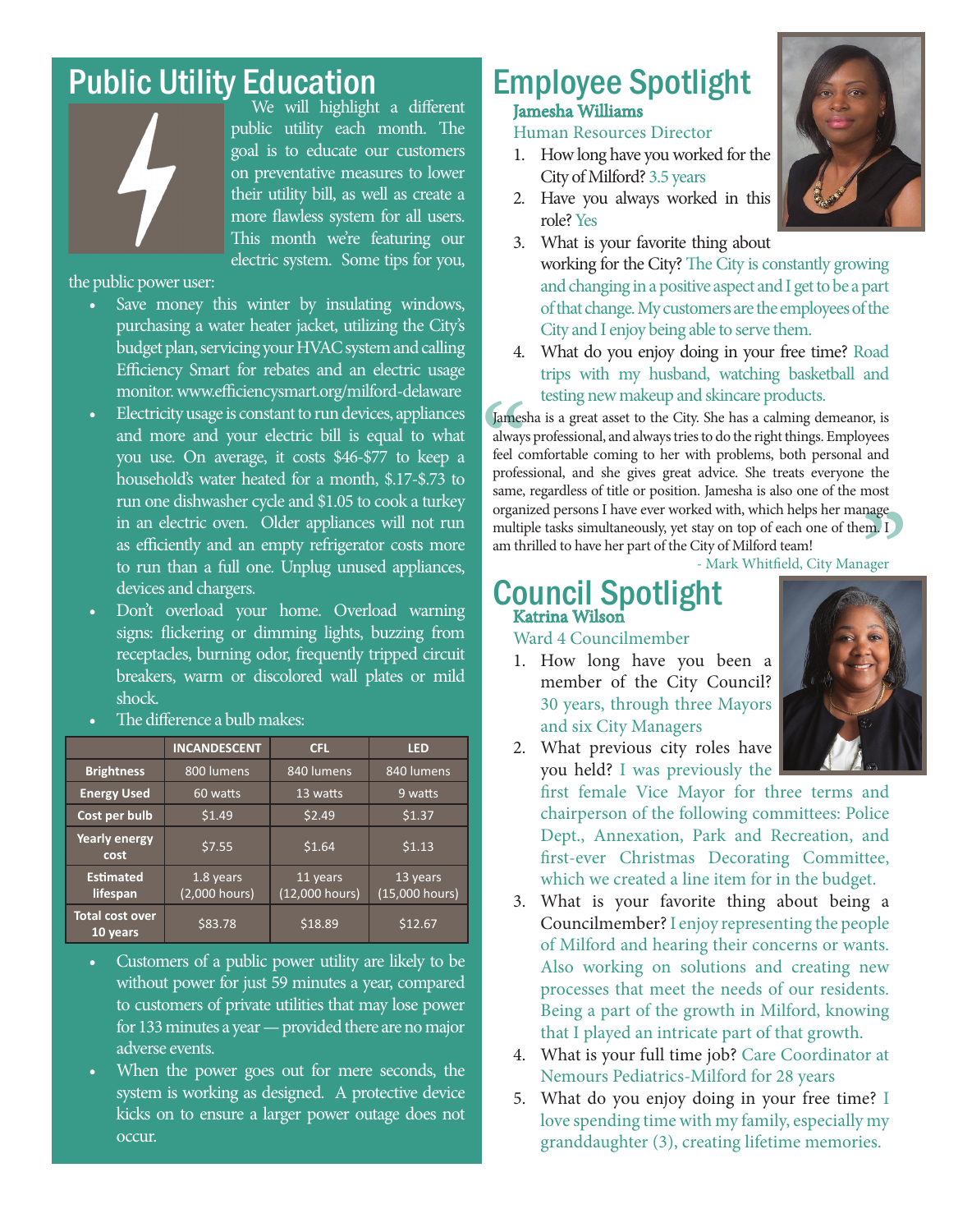# Public Utility Education

We will highlight a different public utility each month. The goal is to educate our customers on preventative measures to lower their utility bill, as well as create a more flawless system for all users. This month we're featuring our electric system. Some tips for you, the public power user:

- Save money this winter by insulating windows, purchasing a water heater jacket, utilizing the City's budget plan, servicing your HVAC system and calling Efficiency Smart for rebates and an electric usage monitor. www.efficiencysmart.org/milford-delaware
- Electricity usage is constant to run devices, appliances and more and your electric bill is equal to what you use. On average, it costs $46-$77 to keep a household's water heated for a month, $.17-$.73 to run one dishwasher cycle and $1.05 to cook a turkey in an electric oven. Older appliances will not run as efficiently and an empty refrigerator costs more to run than a full one. Unplug unused appliances, devices and chargers.
- Don't overload your home. Overload warning signs: flickering or dimming lights, buzzing from receptacles, burning odor, frequently tripped circuit breakers, warm or discolored wall plates or mild shock.
- The difference a bulb makes:

| | INCANDESCENT | CFL | LED |
|---|---|---|---|
| **Brightness** | 800 lumens | 840 lumens | 840 lumens |
| **Energy Used** | 60 watts | 13 watts | 9 watts |
| **Cost per bulb** | $1.49 | $2.49 | $1.37 |
| **Yearly energy cost** | $7.55 | $1.64 | $1.13 |
| **Estimated lifespan** | 1.8 years (2,000 hours) | 11 years (12,000 hours) | 13 years (15,000 hours) |
| **Total cost over 10 years** | $83.78 | $18.89 | $12.67 |

- Customers of a public power utility are likely to be without power for just 59 minutes a year, compared to customers of private utilities that may lose power for 133 minutes a year — provided there are no major adverse events.
- When the power goes out for mere seconds, the system is working as designed. A protective device kicks on to ensure a larger power outage does not occur.

# Employee Spotlight

## Jamesha Williams

Human Resources Director

1. How long have you worked for the City of Milford? 3.5 years
2. Have you always worked in this role? Yes
3. What is your favorite thing about working for the City? The City is constantly growing and changing in a positive aspect and I get to be a part of that change. My customers are the employees of the City and I enjoy being able to serve them.
4. What do you enjoy doing in your free time? Road trips with my husband, watching basketball and testing new makeup and skincare products.

"Jamesha is a great asset to the City. She has a calming demeanor, is always professional, and always tries to do the right things. Employees feel comfortable coming to her with problems, both personal and professional, and she gives great advice. She treats everyone the same, regardless of title or position. Jamesha is also one of the most organized persons I have ever worked with, which helps her manage multiple tasks simultaneously, yet stay on top of each one of them. I am thrilled to have her part of the City of Milford team!"

- Mark Whitfield, City Manager

# Council Spotlight

## Katrina Wilson

Ward 4 Councilmember

1. How long have you been a member of the City Council? 30 years, through three Mayors and six City Managers
2. What previous city roles have you held? I was previously the first female Vice Mayor for three terms and chairperson of the following committees: Police Dept., Annexation, Park and Recreation, and first-ever Christmas Decorating Committee, which we created a line item for in the budget.
3. What is your favorite thing about being a Councilmember? I enjoy representing the people of Milford and hearing their concerns or wants. Also working on solutions and creating new processes that meet the needs of our residents. Being a part of the growth in Milford, knowing that I played an intricate part of that growth.
4. What is your full time job? Care Coordinator at Nemours Pediatrics-Milford for 28 years
5. What do you enjoy doing in your free time? I love spending time with my family, especially my granddaughter (3), creating lifetime memories.